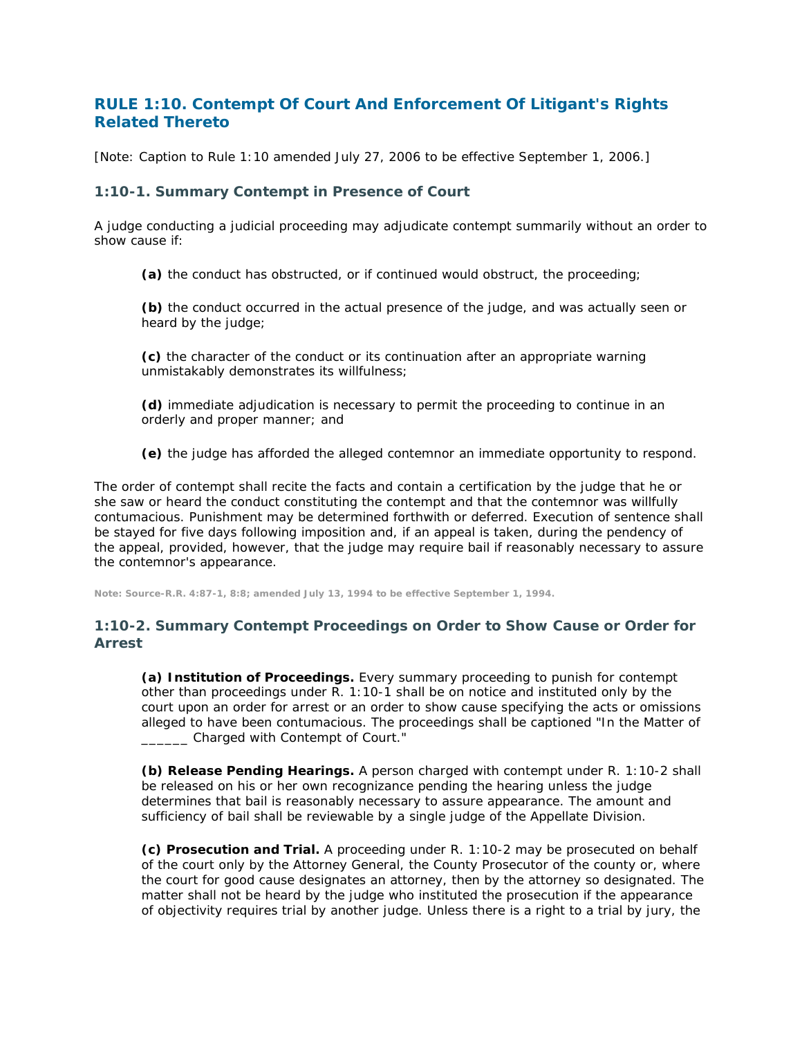## RULE 1:10. Contempt Of Court And Enforcement Of Litigant's Rights Related Thereto

[Note: Caption to Rule 1:10 amended July 27, 2006 to be effective September 1, 2006.]

### 1:10-1. Summary Contempt in Presence of Court

A judge conducting a judicial proceeding may adjudicate contempt summarily without an order to show cause if:

> **(a)** the conduct has obstructed, or if continued would obstruct, the proceeding;
>
> **(b)** the conduct occurred in the actual presence of the judge, and was actually seen or heard by the judge;
>
> **(c)** the character of the conduct or its continuation after an appropriate warning unmistakably demonstrates its willfulness;
>
> **(d)** immediate adjudication is necessary to permit the proceeding to continue in an orderly and proper manner; and
>
> **(e)** the judge has afforded the alleged contemnor an immediate opportunity to respond.

The order of contempt shall recite the facts and contain a certification by the judge that he or she saw or heard the conduct constituting the contempt and that the contemnor was willfully contumacious. Punishment may be determined forthwith or deferred. Execution of sentence shall be stayed for five days following imposition and, if an appeal is taken, during the pendency of the appeal, provided, however, that the judge may require bail if reasonably necessary to assure the contemnor's appearance.

**Note: Source-R.R. 4:87-1, 8:8; amended July 13, 1994 to be effective September 1, 1994.**

### 1:10-2. Summary Contempt Proceedings on Order to Show Cause or Order for Arrest

> **(a) Institution of Proceedings.** Every summary proceeding to punish for contempt other than proceedings under R. 1:10-1 shall be on notice and instituted only by the court upon an order for arrest or an order to show cause specifying the acts or omissions alleged to have been contumacious. The proceedings shall be captioned "In the Matter of ______ Charged with Contempt of Court."
>
> **(b) Release Pending Hearings.** A person charged with contempt under R. 1:10-2 shall be released on his or her own recognizance pending the hearing unless the judge determines that bail is reasonably necessary to assure appearance. The amount and sufficiency of bail shall be reviewable by a single judge of the Appellate Division.
>
> **(c) Prosecution and Trial.** A proceeding under R. 1:10-2 may be prosecuted on behalf of the court only by the Attorney General, the County Prosecutor of the county or, where the court for good cause designates an attorney, then by the attorney so designated. The matter shall not be heard by the judge who instituted the prosecution if the appearance of objectivity requires trial by another judge. Unless there is a right to a trial by jury, the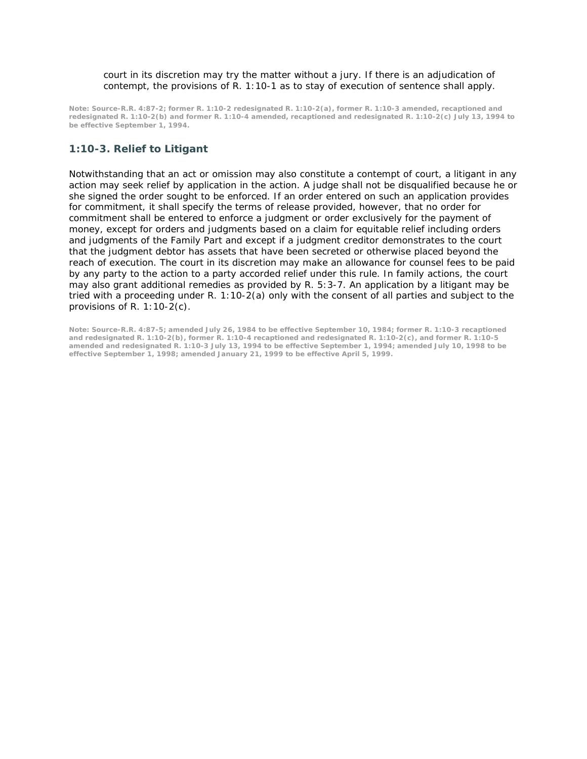court in its discretion may try the matter without a jury. If there is an adjudication of contempt, the provisions of R. 1:10-1 as to stay of execution of sentence shall apply.

**Note: Source-R.R. 4:87-2; former R. 1:10-2 redesignated R. 1:10-2(a), former R. 1:10-3 amended, recaptioned and redesignated R. 1:10-2(b) and former R. 1:10-4 amended, recaptioned and redesignated R. 1:10-2(c) July 13, 1994 to be effective September 1, 1994.**

### 1:10-3. Relief to Litigant

Notwithstanding that an act or omission may also constitute a contempt of court, a litigant in any action may seek relief by application in the action. A judge shall not be disqualified because he or she signed the order sought to be enforced. If an order entered on such an application provides for commitment, it shall specify the terms of release provided, however, that no order for commitment shall be entered to enforce a judgment or order exclusively for the payment of money, except for orders and judgments based on a claim for equitable relief including orders and judgments of the Family Part and except if a judgment creditor demonstrates to the court that the judgment debtor has assets that have been secreted or otherwise placed beyond the reach of execution. The court in its discretion may make an allowance for counsel fees to be paid by any party to the action to a party accorded relief under this rule. In family actions, the court may also grant additional remedies as provided by R. 5:3-7. An application by a litigant may be tried with a proceeding under R. 1:10-2(a) only with the consent of all parties and subject to the provisions of R. 1:10-2(c).

**Note: Source-R.R. 4:87-5; amended July 26, 1984 to be effective September 10, 1984; former R. 1:10-3 recaptioned and redesignated R. 1:10-2(b), former R. 1:10-4 recaptioned and redesignated R. 1:10-2(c), and former R. 1:10-5 amended and redesignated R. 1:10-3 July 13, 1994 to be effective September 1, 1994; amended July 10, 1998 to be effective September 1, 1998; amended January 21, 1999 to be effective April 5, 1999.**